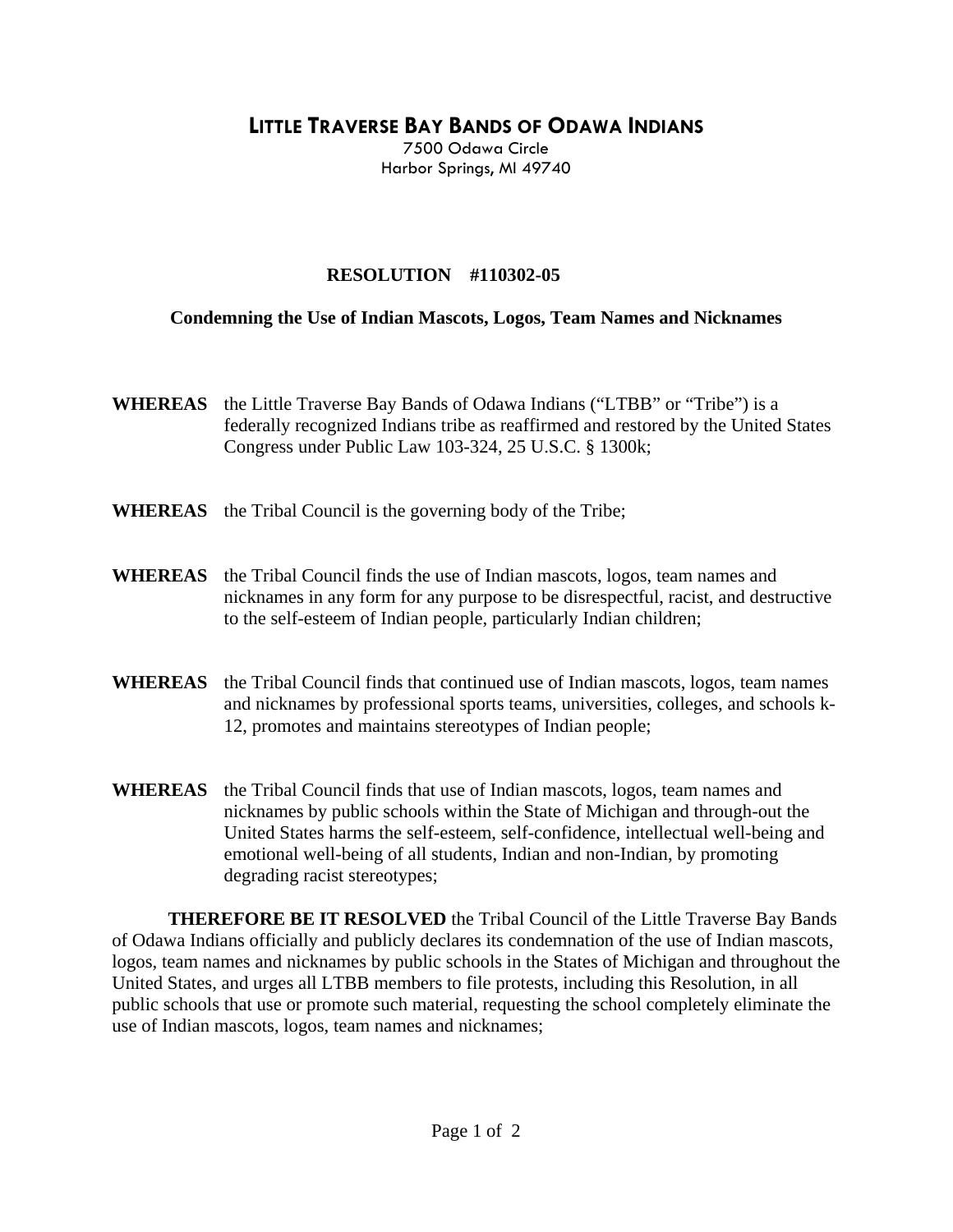# LITTLE TRAVERSE BAY BANDS OF ODAWA INDIANS

7500 Odawa Circle
Harbor Springs, MI 49740

## RESOLUTION #110302-05

### Condemning the Use of Indian Mascots, Logos, Team Names and Nicknames

**WHEREAS** the Little Traverse Bay Bands of Odawa Indians ("LTBB" or "Tribe") is a federally recognized Indians tribe as reaffirmed and restored by the United States Congress under Public Law 103-324, 25 U.S.C. § 1300k;

**WHEREAS** the Tribal Council is the governing body of the Tribe;

**WHEREAS** the Tribal Council finds the use of Indian mascots, logos, team names and nicknames in any form for any purpose to be disrespectful, racist, and destructive to the self-esteem of Indian people, particularly Indian children;

**WHEREAS** the Tribal Council finds that continued use of Indian mascots, logos, team names and nicknames by professional sports teams, universities, colleges, and schools k-12, promotes and maintains stereotypes of Indian people;

**WHEREAS** the Tribal Council finds that use of Indian mascots, logos, team names and nicknames by public schools within the State of Michigan and through-out the United States harms the self-esteem, self-confidence, intellectual well-being and emotional well-being of all students, Indian and non-Indian, by promoting degrading racist stereotypes;

**THEREFORE BE IT RESOLVED** the Tribal Council of the Little Traverse Bay Bands of Odawa Indians officially and publicly declares its condemnation of the use of Indian mascots, logos, team names and nicknames by public schools in the States of Michigan and throughout the United States, and urges all LTBB members to file protests, including this Resolution, in all public schools that use or promote such material, requesting the school completely eliminate the use of Indian mascots, logos, team names and nicknames;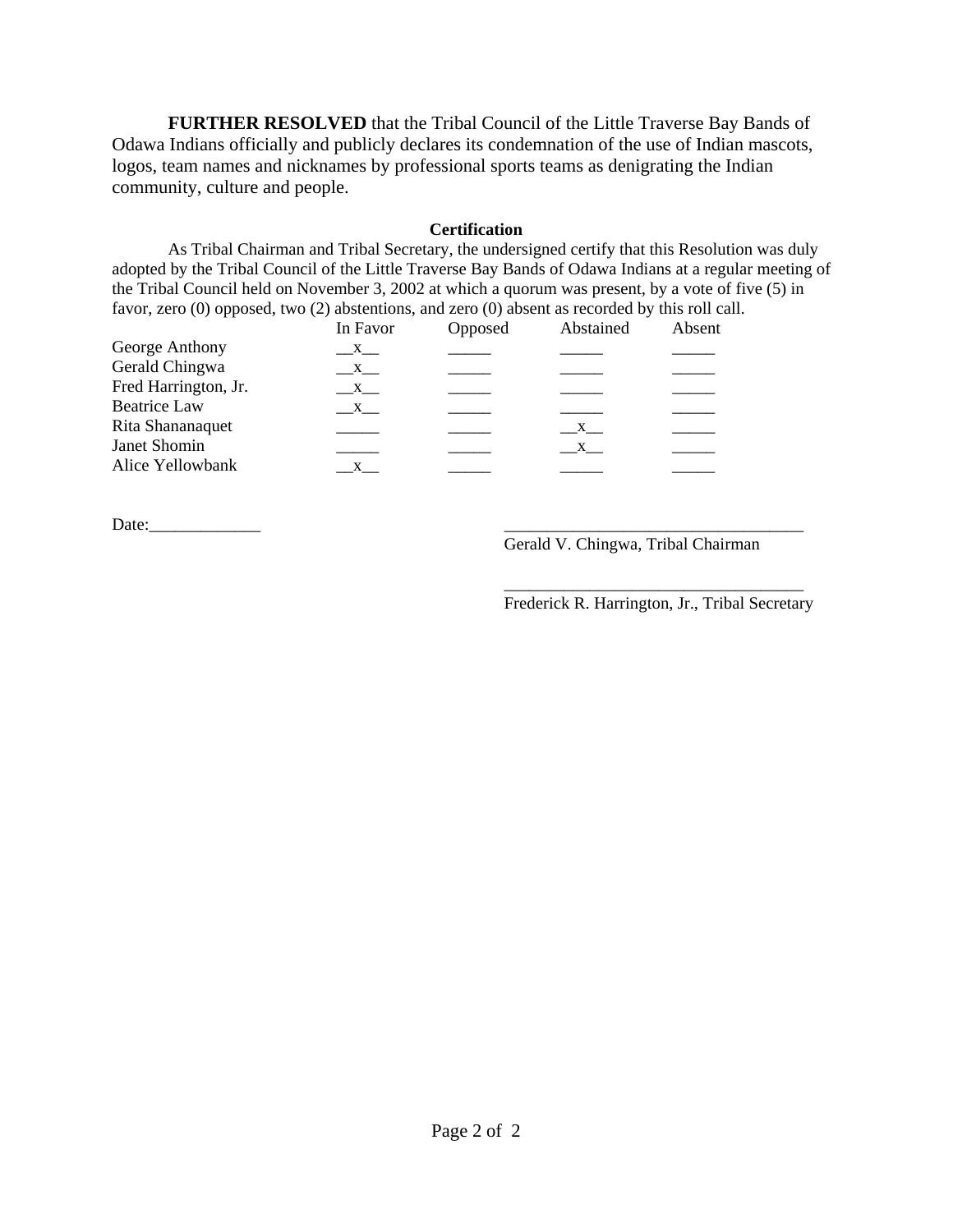**FURTHER RESOLVED** that the Tribal Council of the Little Traverse Bay Bands of Odawa Indians officially and publicly declares its condemnation of the use of Indian mascots, logos, team names and nicknames by professional sports teams as denigrating the Indian community, culture and people.

**Certification**

As Tribal Chairman and Tribal Secretary, the undersigned certify that this Resolution was duly adopted by the Tribal Council of the Little Traverse Bay Bands of Odawa Indians at a regular meeting of the Tribal Council held on November 3, 2002 at which a quorum was present, by a vote of five (5) in favor, zero (0) opposed, two (2) abstentions, and zero (0) absent as recorded by this roll call.

| | In Favor | Opposed | Abstained | Absent |
|---|---|---|---|---|
| George Anthony | x | | | |
| Gerald Chingwa | x | | | |
| Fred Harrington, Jr. | x | | | |
| Beatrice Law | x | | | |
| Rita Shananaquet | | | x | |
| Janet Shomin | | | x | |
| Alice Yellowbank | x | | | |

Date:_____________

___________________________________
Gerald V. Chingwa, Tribal Chairman

___________________________________
Frederick R. Harrington, Jr., Tribal Secretary